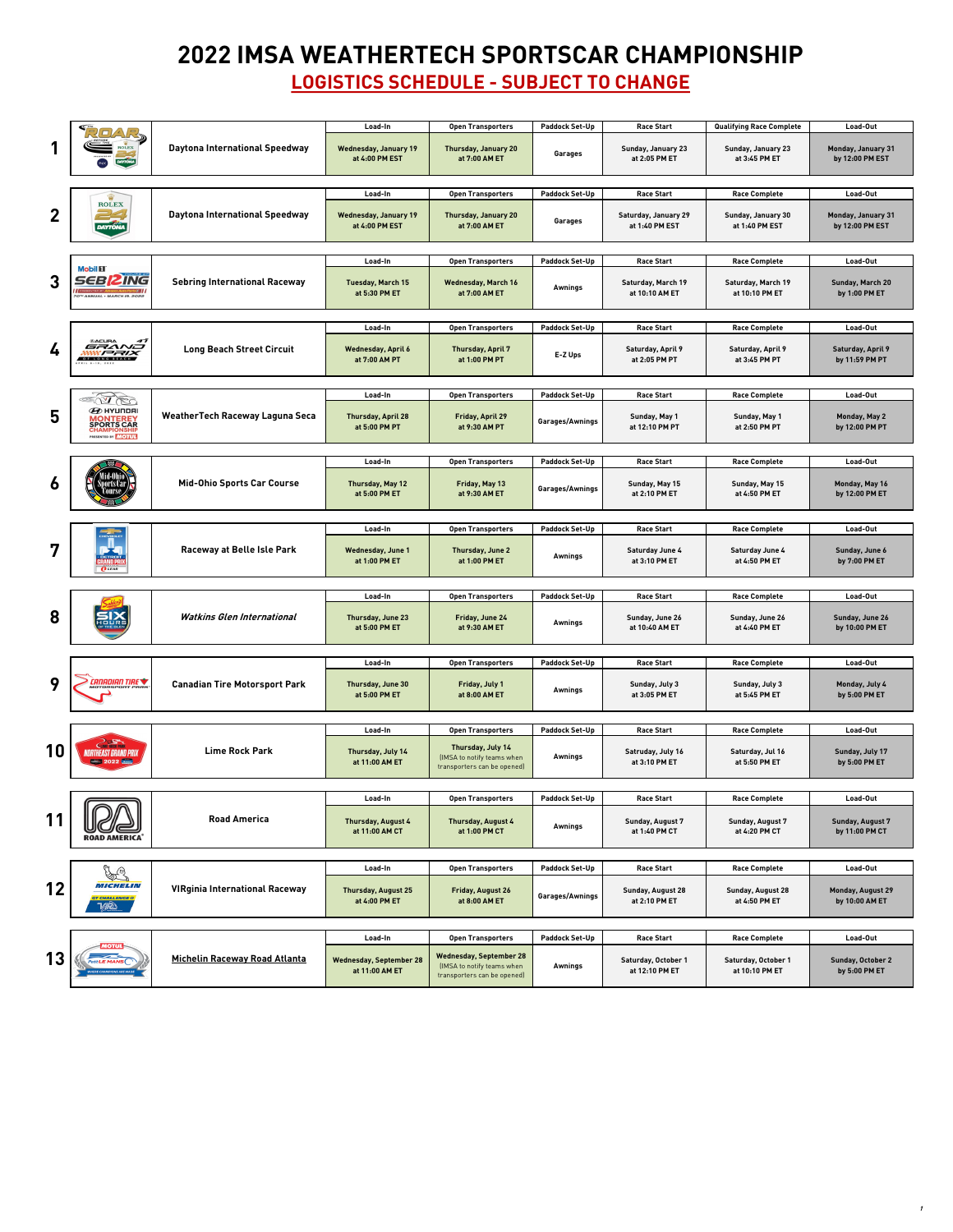# 2022 IMSA WEATHERTECH SPORTSCAR CHAMPIONSHIP

## LOGISTICS SCHEDULE - SUBJECT TO CHANGE

| # | Venue | Load-In | Open Transporters | Paddock Set-Up | Race Start | Race Complete | Load-Out |
|---|---|---|---|---|---|---|---|
| 1 | Daytona International Speedway | Wednesday, January 19 at 4:00 PM EST | Thursday, January 20 at 7:00 AM ET | Garages | Sunday, January 23 at 2:05 PM ET | Qualifying Race Complete: Sunday, January 23 at 3:45 PM ET | Monday, January 31 by 12:00 PM EST |
| 2 | Daytona International Speedway | Wednesday, January 19 at 4:00 PM EST | Thursday, January 20 at 7:00 AM ET | Garages | Saturday, January 29 at 1:40 PM EST | Sunday, January 30 at 1:40 PM EST | Monday, January 31 by 12:00 PM EST |
| 3 | Sebring International Raceway | Tuesday, March 15 at 5:30 PM ET | Wednesday, March 16 at 7:00 AM ET | Awnings | Saturday, March 19 at 10:10 AM ET | Saturday, March 19 at 10:10 PM ET | Sunday, March 20 by 1:00 PM ET |
| 4 | Long Beach Street Circuit | Wednesday, April 6 at 7:00 AM PT | Thursday, April 7 at 1:00 PM PT | E-Z Ups | Saturday, April 9 at 2:05 PM PT | Saturday, April 9 at 3:45 PM PT | Saturday, April 9 by 11:59 PM PT |
| 5 | WeatherTech Raceway Laguna Seca | Thursday, April 28 at 5:00 PM PT | Friday, April 29 at 9:30 AM PT | Garages/Awnings | Sunday, May 1 at 12:10 PM PT | Sunday, May 1 at 2:50 PM PT | Monday, May 2 by 12:00 PM PT |
| 6 | Mid-Ohio Sports Car Course | Thursday, May 12 at 5:00 PM ET | Friday, May 13 at 9:30 AM ET | Garages/Awnings | Sunday, May 15 at 2:10 PM ET | Sunday, May 15 at 4:50 PM ET | Monday, May 16 by 12:00 PM ET |
| 7 | Raceway at Belle Isle Park | Wednesday, June 1 at 1:00 PM ET | Thursday, June 2 at 1:00 PM ET | Awnings | Saturday June 4 at 3:10 PM ET | Saturday June 4 at 4:50 PM ET | Sunday, June 6 by 7:00 PM ET |
| 8 | *Watkins Glen International* | Thursday, June 23 at 5:00 PM ET | Friday, June 24 at 9:30 AM ET | Awnings | Sunday, June 26 at 10:40 AM ET | Sunday, June 26 at 4:40 PM ET | Sunday, June 26 by 10:00 PM ET |
| 9 | Canadian Tire Motorsport Park | Thursday, June 30 at 5:00 PM ET | Friday, July 1 at 8:00 AM ET | Awnings | Sunday, July 3 at 3:05 PM ET | Sunday, July 3 at 5:45 PM ET | Monday, July 4 by 5:00 PM ET |
| 10 | Lime Rock Park | Thursday, July 14 at 11:00 AM ET | Thursday, July 14 (IMSA to notify teams when transporters can be opened) | Awnings | Satruday, July 16 at 3:10 PM ET | Saturday, Jul 16 at 5:50 PM ET | Sunday, July 17 by 5:00 PM ET |
| 11 | Road America | Thursday, August 4 at 11:00 AM CT | Thursday, August 4 at 1:00 PM CT | Awnings | Sunday, August 7 at 1:40 PM CT | Sunday, August 7 at 4:20 PM CT | Sunday, August 7 by 11:00 PM CT |
| 12 | VIRginia International Raceway | Thursday, August 25 at 4:00 PM ET | Friday, August 26 at 8:00 AM ET | Garages/Awnings | Sunday, August 28 at 2:10 PM ET | Sunday, August 28 at 4:50 PM ET | Monday, August 29 by 10:00 AM ET |
| 13 | Michelin Raceway Road Atlanta | Wednesday, September 28 at 11:00 AM ET | Wednesday, September 28 (IMSA to notify teams when transporters can be opened) | Awnings | Saturday, October 1 at 12:10 PM ET | Saturday, October 1 at 10:10 PM ET | Sunday, October 2 by 5:00 PM ET |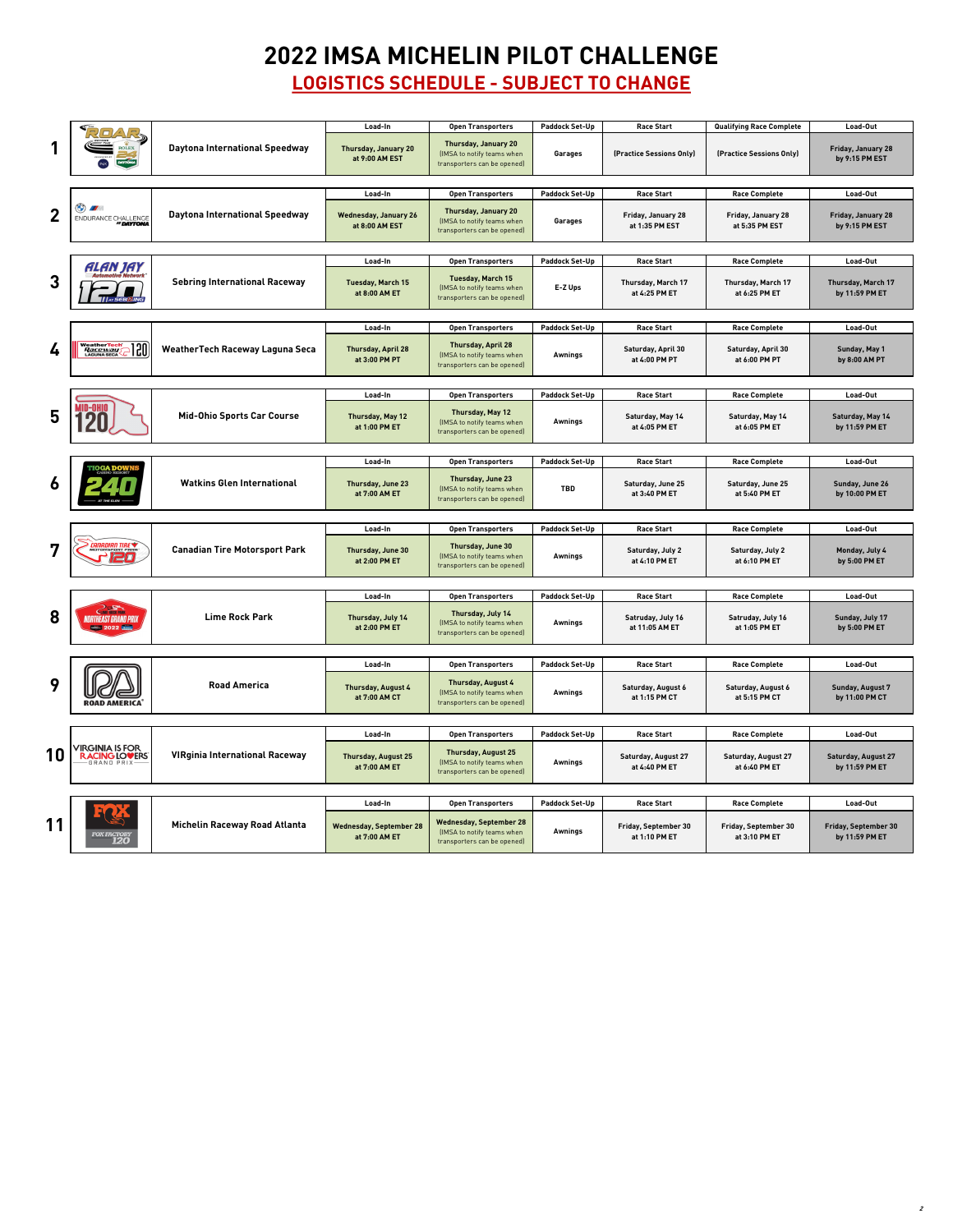# 2022 IMSA MICHELIN PILOT CHALLENGE

## LOGISTICS SCHEDULE - SUBJECT TO CHANGE

| # | Event | Venue | Load-In | Open Transporters | Paddock Set-Up | Race Start | Race Complete | Load-Out |
|---|---|---|---|---|---|---|---|---|
| 1 | ROAR Before the Rolex 24 at Daytona | Daytona International Speedway | Thursday, January 20 at 9:00 AM EST | Thursday, January 20 (IMSA to notify teams when transporters can be opened) | Garages | (Practice Sessions Only) | Qualifying Race Complete: (Practice Sessions Only) | Friday, January 28 by 9:15 PM EST |
| 2 | Endurance Challenge at Daytona | Daytona International Speedway | Wednesday, January 26 at 8:00 AM EST | Thursday, January 20 (IMSA to notify teams when transporters can be opened) | Garages | Friday, January 28 at 1:35 PM EST | Friday, January 28 at 5:35 PM EST | Friday, January 28 by 9:15 PM EST |
| 3 | Alan Jay Automotive Network 120 at Sebring | Sebring International Raceway | Tuesday, March 15 at 8:00 AM ET | Tuesday, March 15 (IMSA to notify teams when transporters can be opened) | E-Z Ups | Thursday, March 17 at 4:25 PM ET | Thursday, March 17 at 6:25 PM ET | Thursday, March 17 by 11:59 PM ET |
| 4 | WeatherTech Raceway Laguna Seca 120 | WeatherTech Raceway Laguna Seca | Thursday, April 28 at 3:00 PM PT | Thursday, April 28 (IMSA to notify teams when transporters can be opened) | Awnings | Saturday, April 30 at 4:00 PM PT | Saturday, April 30 at 6:00 PM PT | Sunday, May 1 by 8:00 AM PT |
| 5 | Mid-Ohio 120 | Mid-Ohio Sports Car Course | Thursday, May 12 at 1:00 PM ET | Thursday, May 12 (IMSA to notify teams when transporters can be opened) | Awnings | Saturday, May 14 at 4:05 PM ET | Saturday, May 14 at 6:05 PM ET | Saturday, May 14 by 11:59 PM ET |
| 6 | Tioga Downs Casino Resort 240 at The Glen | Watkins Glen International | Thursday, June 23 at 7:00 AM ET | Thursday, June 23 (IMSA to notify teams when transporters can be opened) | TBD | Saturday, June 25 at 3:40 PM ET | Saturday, June 25 at 5:40 PM ET | Sunday, June 26 by 10:00 PM ET |
| 7 | Canadian Tire Motorsport Park 120 | Canadian Tire Motorsport Park | Thursday, June 30 at 2:00 PM ET | Thursday, June 30 (IMSA to notify teams when transporters can be opened) | Awnings | Saturday, July 2 at 4:10 PM ET | Saturday, July 2 at 6:10 PM ET | Monday, July 4 by 5:00 PM ET |
| 8 | Northeast Grand Prix 2022 | Lime Rock Park | Thursday, July 14 at 2:00 PM ET | Thursday, July 14 (IMSA to notify teams when transporters can be opened) | Awnings | Saturday, July 16 at 11:05 AM ET | Saturday, July 16 at 1:05 PM ET | Sunday, July 17 by 5:00 PM ET |
| 9 | Road America | Road America | Thursday, August 4 at 7:00 AM CT | Thursday, August 4 (IMSA to notify teams when transporters can be opened) | Awnings | Saturday, August 6 at 1:15 PM CT | Saturday, August 6 at 5:15 PM CT | Sunday, August 7 by 11:00 PM CT |
| 10 | Virginia is for Racing Lovers Grand Prix | VIRginia International Raceway | Thursday, August 25 at 7:00 AM ET | Thursday, August 25 (IMSA to notify teams when transporters can be opened) | Awnings | Saturday, August 27 at 4:40 PM ET | Saturday, August 27 at 6:40 PM ET | Saturday, August 27 by 11:59 PM ET |
| 11 | Fox Factory 120 | Michelin Raceway Road Atlanta | Wednesday, September 28 at 7:00 AM ET | Wednesday, September 28 (IMSA to notify teams when transporters can be opened) | Awnings | Friday, September 30 at 1:10 PM ET | Friday, September 30 at 3:10 PM ET | Friday, September 30 by 11:59 PM ET |